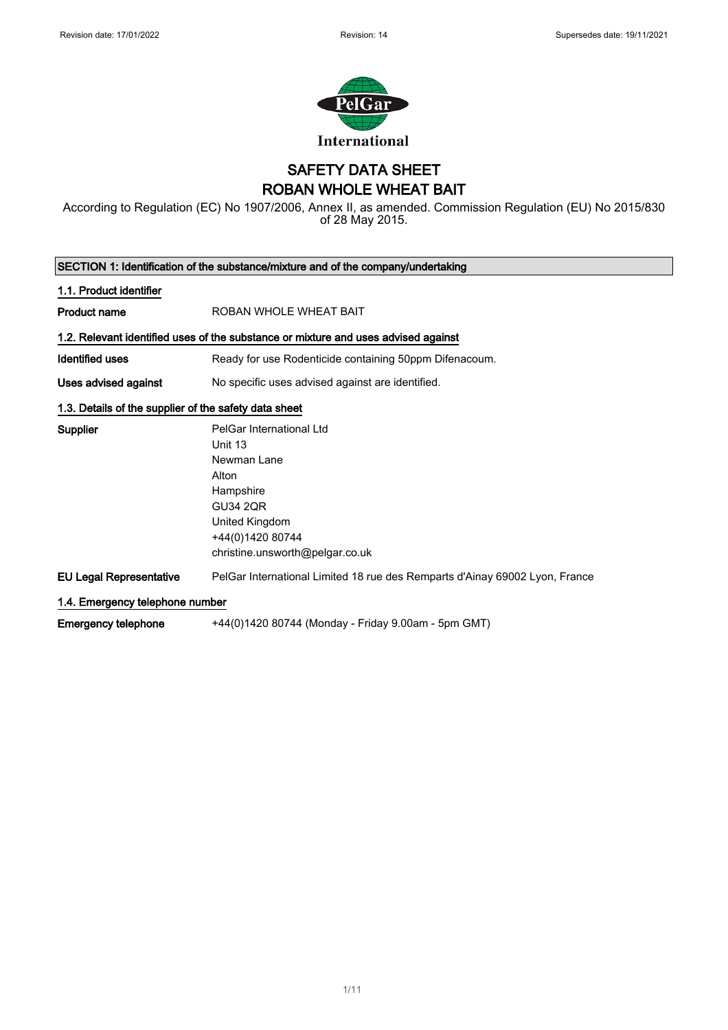Revision date: 17/01/2022 Revision: 14 Supersedes date: 19/11/2021

International

# SAFETY DATA SHEET
# ROBAN WHOLE WHEAT BAIT

According to Regulation (EC) No 1907/2006, Annex II, as amended. Commission Regulation (EU) No 2015/830 of 28 May 2015.

## SECTION 1: Identification of the substance/mixture and of the company/undertaking

### 1.1. Product identifier

**Product name** ROBAN WHOLE WHEAT BAIT

### 1.2. Relevant identified uses of the substance or mixture and uses advised against

**Identified uses** Ready for use Rodenticide containing 50ppm Difenacoum.

**Uses advised against** No specific uses advised against are identified.

### 1.3. Details of the supplier of the safety data sheet

**Supplier**
PelGar International Ltd
Unit 13
Newman Lane
Alton
Hampshire
GU34 2QR
United Kingdom
+44(0)1420 80744
christine.unsworth@pelgar.co.uk

**EU Legal Representative** PelGar International Limited 18 rue des Remparts d'Ainay 69002 Lyon, France

### 1.4. Emergency telephone number

**Emergency telephone** +44(0)1420 80744 (Monday - Friday 9.00am - 5pm GMT)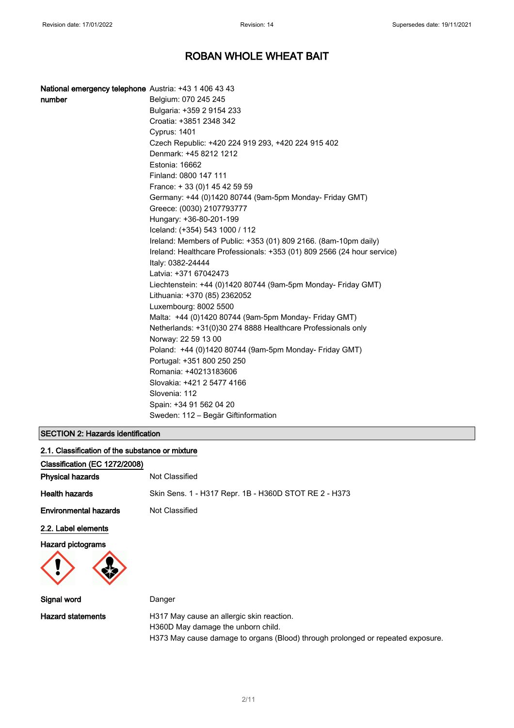# ROBAN WHOLE WHEAT BAIT

**National emergency telephone number**
Austria: +43 1 406 43 43
Belgium: 070 245 245
Bulgaria: +359 2 9154 233
Croatia: +3851 2348 342
Cyprus: 1401
Czech Republic: +420 224 919 293, +420 224 915 402
Denmark: +45 8212 1212
Estonia: 16662
Finland: 0800 147 111
France: + 33 (0)1 45 42 59 59
Germany: +44 (0)1420 80744 (9am-5pm Monday- Friday GMT)
Greece: (0030) 2107793777
Hungary: +36-80-201-199
Iceland: (+354) 543 1000 / 112
Ireland: Members of Public: +353 (01) 809 2166. (8am-10pm daily)
Ireland: Healthcare Professionals: +353 (01) 809 2566 (24 hour service)
Italy: 0382-24444
Latvia: +371 67042473
Liechtenstein: +44 (0)1420 80744 (9am-5pm Monday- Friday GMT)
Lithuania: +370 (85) 2362052
Luxembourg: 8002 5500
Malta: +44 (0)1420 80744 (9am-5pm Monday- Friday GMT)
Netherlands: +31(0)30 274 8888 Healthcare Professionals only
Norway: 22 59 13 00
Poland: +44 (0)1420 80744 (9am-5pm Monday- Friday GMT)
Portugal: +351 800 250 250
Romania: +40213183606
Slovakia: +421 2 5477 4166
Slovenia: 112
Spain: +34 91 562 04 20
Sweden: 112 – Begär Giftinformation

## SECTION 2: Hazards identification

### 2.1. Classification of the substance or mixture

**Classification (EC 1272/2008)**

**Physical hazards** Not Classified

**Health hazards** Skin Sens. 1 - H317 Repr. 1B - H360D STOT RE 2 - H373

**Environmental hazards** Not Classified

### 2.2. Label elements

**Hazard pictograms**

**Signal word** Danger

**Hazard statements**
H317 May cause an allergic skin reaction.
H360D May damage the unborn child.
H373 May cause damage to organs (Blood) through prolonged or repeated exposure.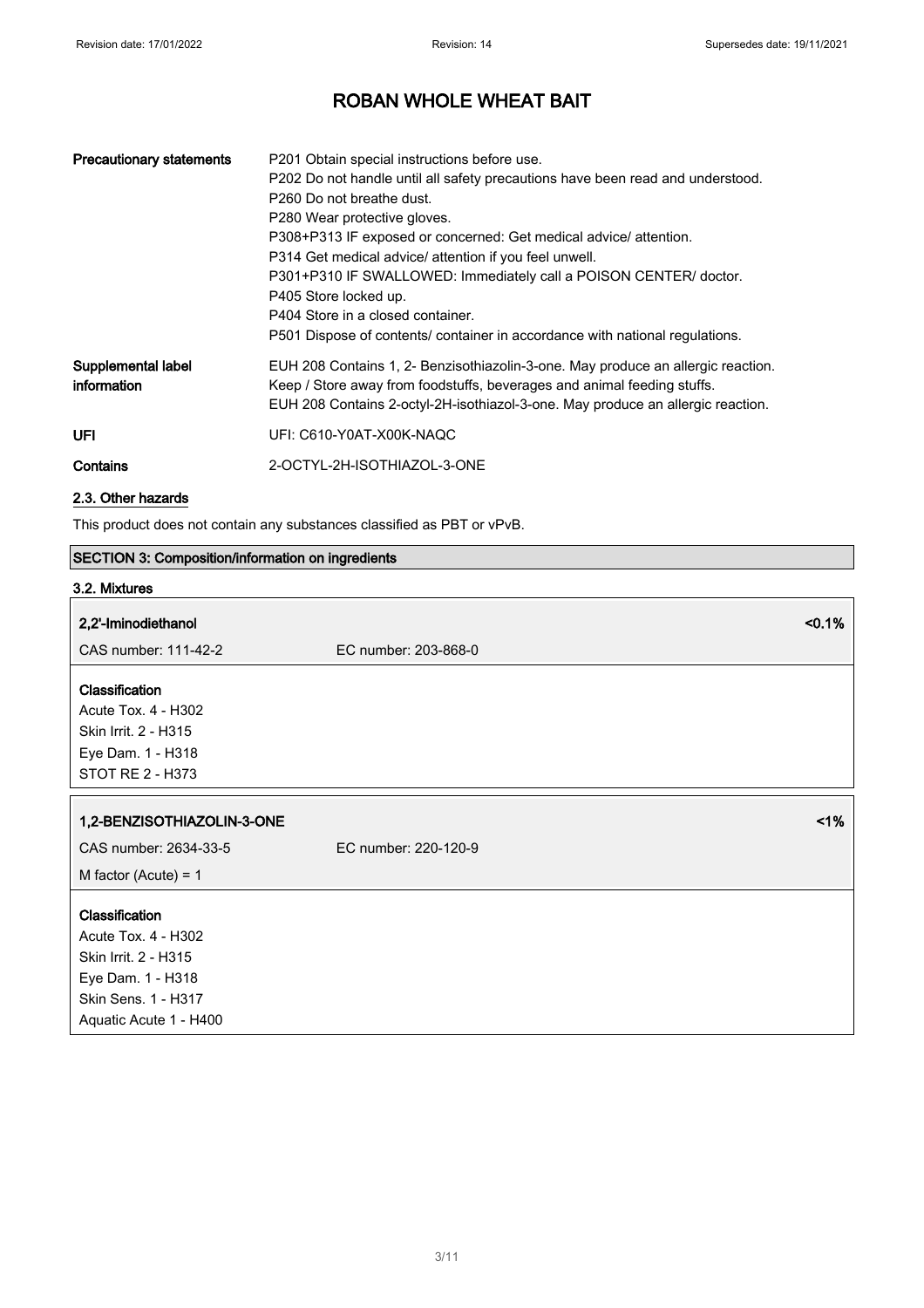# ROBAN WHOLE WHEAT BAIT

| | |
|---|---|
| **Precautionary statements** | P201 Obtain special instructions before use.<br>P202 Do not handle until all safety precautions have been read and understood.<br>P260 Do not breathe dust.<br>P280 Wear protective gloves.<br>P308+P313 IF exposed or concerned: Get medical advice/ attention.<br>P314 Get medical advice/ attention if you feel unwell.<br>P301+P310 IF SWALLOWED: Immediately call a POISON CENTER/ doctor.<br>P405 Store locked up.<br>P404 Store in a closed container.<br>P501 Dispose of contents/ container in accordance with national regulations. |
| **Supplemental label information** | EUH 208 Contains 1, 2- Benzisothiazolin-3-one. May produce an allergic reaction.<br>Keep / Store away from foodstuffs, beverages and animal feeding stuffs.<br>EUH 208 Contains 2-octyl-2H-isothiazol-3-one. May produce an allergic reaction. |
| **UFI** | UFI: C610-Y0AT-X00K-NAQC |
| **Contains** | 2-OCTYL-2H-ISOTHIAZOL-3-ONE |

## 2.3. Other hazards

This product does not contain any substances classified as PBT or vPvB.

## SECTION 3: Composition/information on ingredients

### 3.2. Mixtures

**2,2'-Iminodiethanol** <0.1%

CAS number: 111-42-2 EC number: 203-868-0

**Classification**
Acute Tox. 4 - H302
Skin Irrit. 2 - H315
Eye Dam. 1 - H318
STOT RE 2 - H373

**1,2-BENZISOTHIAZOLIN-3-ONE** <1%

CAS number: 2634-33-5 EC number: 220-120-9

M factor (Acute) = 1

**Classification**
Acute Tox. 4 - H302
Skin Irrit. 2 - H315
Eye Dam. 1 - H318
Skin Sens. 1 - H317
Aquatic Acute 1 - H400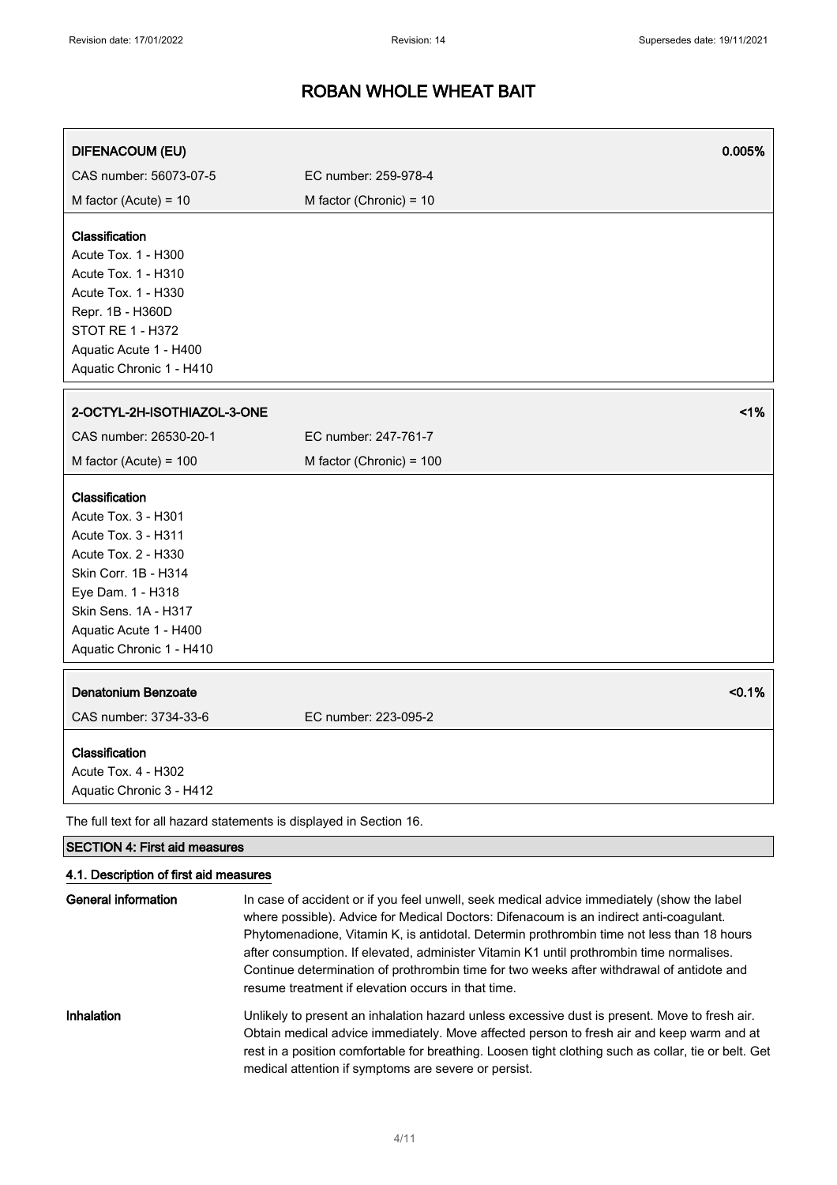| **DIFENACOUM (EU)** | | **0.005%** |
|---|---|---|
| CAS number: 56073-07-5 | EC number: 259-978-4 | |
| M factor (Acute) = 10 | M factor (Chronic) = 10 | |

**Classification**
Acute Tox. 1 - H300
Acute Tox. 1 - H310
Acute Tox. 1 - H330
Repr. 1B - H360D
STOT RE 1 - H372
Aquatic Acute 1 - H400
Aquatic Chronic 1 - H410

| **2-OCTYL-2H-ISOTHIAZOL-3-ONE** | | **<1%** |
|---|---|---|
| CAS number: 26530-20-1 | EC number: 247-761-7 | |
| M factor (Acute) = 100 | M factor (Chronic) = 100 | |

**Classification**
Acute Tox. 3 - H301
Acute Tox. 3 - H311
Acute Tox. 2 - H330
Skin Corr. 1B - H314
Eye Dam. 1 - H318
Skin Sens. 1A - H317
Aquatic Acute 1 - H400
Aquatic Chronic 1 - H410

| **Denatonium Benzoate** | | **<0.1%** |
|---|---|---|
| CAS number: 3734-33-6 | EC number: 223-095-2 | |

**Classification**
Acute Tox. 4 - H302
Aquatic Chronic 3 - H412

The full text for all hazard statements is displayed in Section 16.

## SECTION 4: First aid measures

### 4.1. Description of first aid measures

**General information** In case of accident or if you feel unwell, seek medical advice immediately (show the label where possible). Advice for Medical Doctors: Difenacoum is an indirect anti-coagulant. Phytomenadione, Vitamin K, is antidotal. Determin prothrombin time not less than 18 hours after consumption. If elevated, administer Vitamin K1 until prothrombin time normalises. Continue determination of prothrombin time for two weeks after withdrawal of antidote and resume treatment if elevation occurs in that time.

**Inhalation** Unlikely to present an inhalation hazard unless excessive dust is present. Move to fresh air. Obtain medical advice immediately. Move affected person to fresh air and keep warm and at rest in a position comfortable for breathing. Loosen tight clothing such as collar, tie or belt. Get medical attention if symptoms are severe or persist.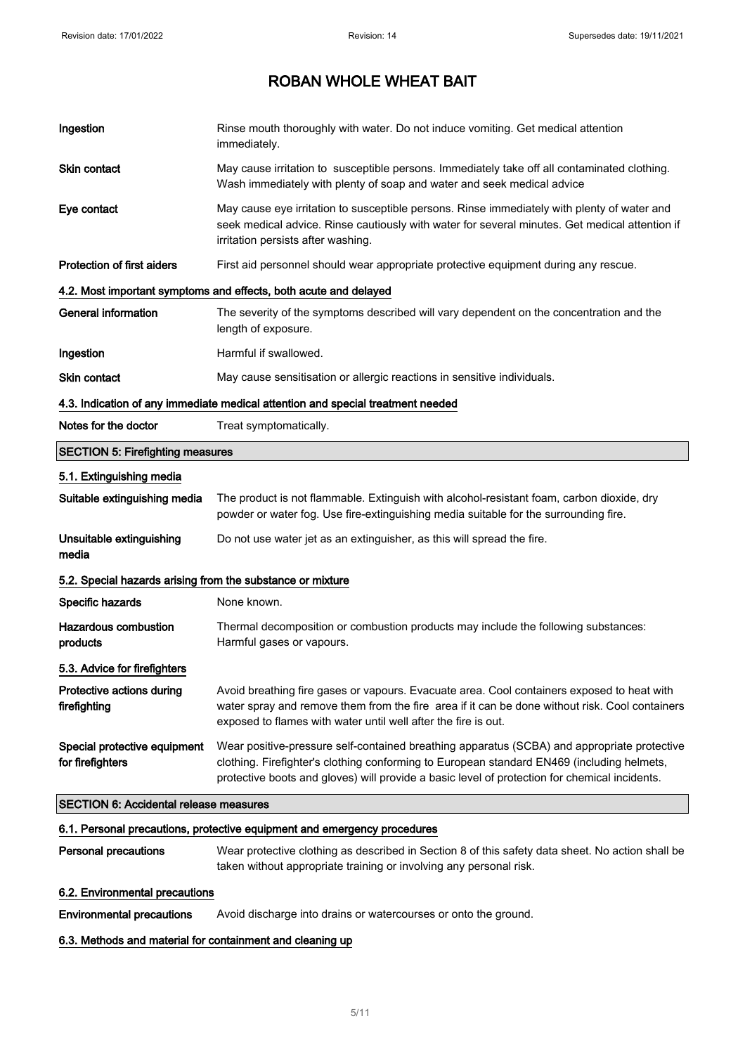| | |
|---|---|
| **Ingestion** | Rinse mouth thoroughly with water. Do not induce vomiting. Get medical attention immediately. |
| **Skin contact** | May cause irritation to susceptible persons. Immediately take off all contaminated clothing. Wash immediately with plenty of soap and water and seek medical advice |
| **Eye contact** | May cause eye irritation to susceptible persons. Rinse immediately with plenty of water and seek medical advice. Rinse cautiously with water for several minutes. Get medical attention if irritation persists after washing. |
| **Protection of first aiders** | First aid personnel should wear appropriate protective equipment during any rescue. |

### 4.2. Most important symptoms and effects, both acute and delayed

| | |
|---|---|
| **General information** | The severity of the symptoms described will vary dependent on the concentration and the length of exposure. |
| **Ingestion** | Harmful if swallowed. |
| **Skin contact** | May cause sensitisation or allergic reactions in sensitive individuals. |

### 4.3. Indication of any immediate medical attention and special treatment needed

| | |
|---|---|
| **Notes for the doctor** | Treat symptomatically. |

## SECTION 5: Firefighting measures

### 5.1. Extinguishing media

| | |
|---|---|
| **Suitable extinguishing media** | The product is not flammable. Extinguish with alcohol-resistant foam, carbon dioxide, dry powder or water fog. Use fire-extinguishing media suitable for the surrounding fire. |
| **Unsuitable extinguishing media** | Do not use water jet as an extinguisher, as this will spread the fire. |

### 5.2. Special hazards arising from the substance or mixture

| | |
|---|---|
| **Specific hazards** | None known. |
| **Hazardous combustion products** | Thermal decomposition or combustion products may include the following substances: Harmful gases or vapours. |

### 5.3. Advice for firefighters

| | |
|---|---|
| **Protective actions during firefighting** | Avoid breathing fire gases or vapours. Evacuate area. Cool containers exposed to heat with water spray and remove them from the fire area if it can be done without risk. Cool containers exposed to flames with water until well after the fire is out. |
| **Special protective equipment for firefighters** | Wear positive-pressure self-contained breathing apparatus (SCBA) and appropriate protective clothing. Firefighter's clothing conforming to European standard EN469 (including helmets, protective boots and gloves) will provide a basic level of protection for chemical incidents. |

## SECTION 6: Accidental release measures

### 6.1. Personal precautions, protective equipment and emergency procedures

| | |
|---|---|
| **Personal precautions** | Wear protective clothing as described in Section 8 of this safety data sheet. No action shall be taken without appropriate training or involving any personal risk. |

### 6.2. Environmental precautions

| | |
|---|---|
| **Environmental precautions** | Avoid discharge into drains or watercourses or onto the ground. |

### 6.3. Methods and material for containment and cleaning up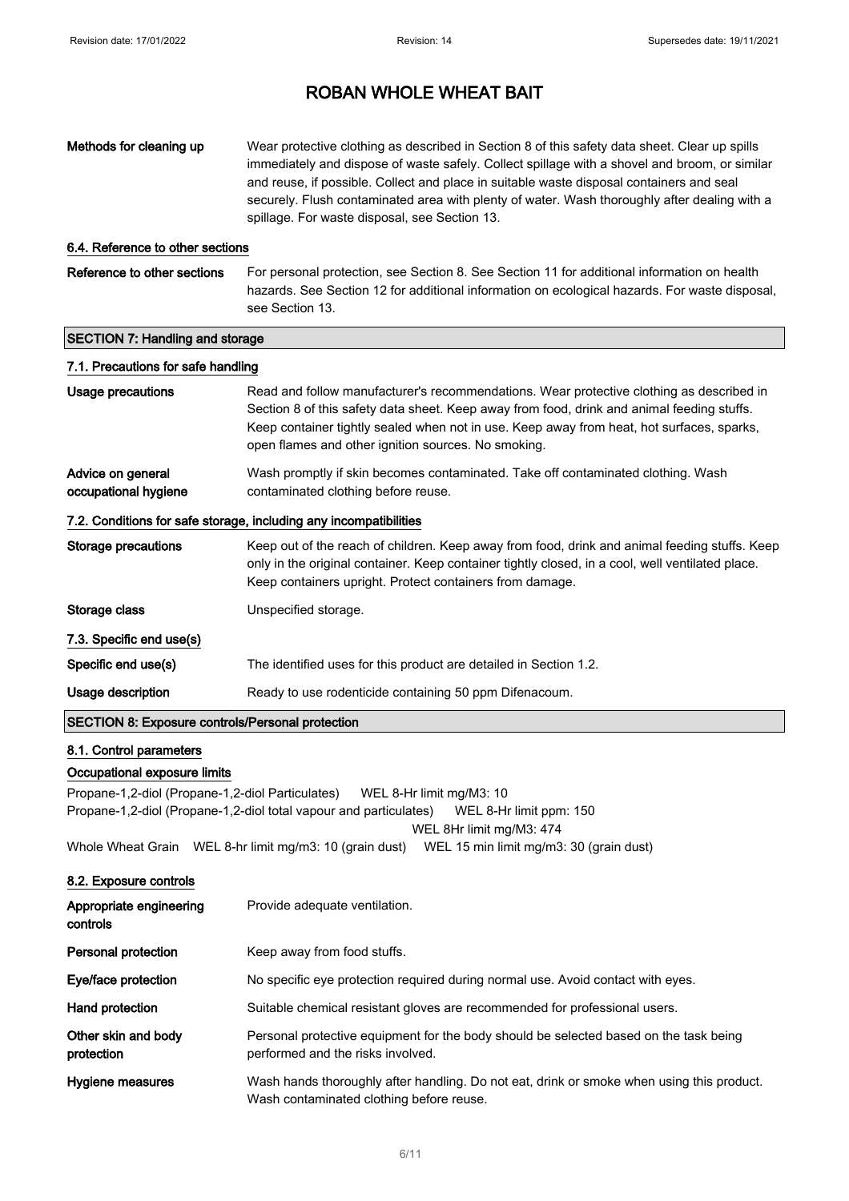| | |
|---|---|
| **Methods for cleaning up** | Wear protective clothing as described in Section 8 of this safety data sheet. Clear up spills immediately and dispose of waste safely. Collect spillage with a shovel and broom, or similar and reuse, if possible. Collect and place in suitable waste disposal containers and seal securely. Flush contaminated area with plenty of water. Wash thoroughly after dealing with a spillage. For waste disposal, see Section 13. |

### 6.4. Reference to other sections

| | |
|---|---|
| **Reference to other sections** | For personal protection, see Section 8. See Section 11 for additional information on health hazards. See Section 12 for additional information on ecological hazards. For waste disposal, see Section 13. |

## SECTION 7: Handling and storage

### 7.1. Precautions for safe handling

| | |
|---|---|
| **Usage precautions** | Read and follow manufacturer's recommendations. Wear protective clothing as described in Section 8 of this safety data sheet. Keep away from food, drink and animal feeding stuffs. Keep container tightly sealed when not in use. Keep away from heat, hot surfaces, sparks, open flames and other ignition sources. No smoking. |
| **Advice on general occupational hygiene** | Wash promptly if skin becomes contaminated. Take off contaminated clothing. Wash contaminated clothing before reuse. |

### 7.2. Conditions for safe storage, including any incompatibilities

| | |
|---|---|
| **Storage precautions** | Keep out of the reach of children. Keep away from food, drink and animal feeding stuffs. Keep only in the original container. Keep container tightly closed, in a cool, well ventilated place. Keep containers upright. Protect containers from damage. |
| **Storage class** | Unspecified storage. |

### 7.3. Specific end use(s)

| | |
|---|---|
| **Specific end use(s)** | The identified uses for this product are detailed in Section 1.2. |
| **Usage description** | Ready to use rodenticide containing 50 ppm Difenacoum. |

## SECTION 8: Exposure controls/Personal protection

### 8.1. Control parameters

**Occupational exposure limits**

Propane-1,2-diol (Propane-1,2-diol Particulates) WEL 8-Hr limit mg/M3: 10

Propane-1,2-diol (Propane-1,2-diol total vapour and particulates) WEL 8-Hr limit ppm: 150

WEL 8Hr limit mg/M3: 474

Whole Wheat Grain WEL 8-hr limit mg/m3: 10 (grain dust) WEL 15 min limit mg/m3: 30 (grain dust)

### 8.2. Exposure controls

| | |
|---|---|
| **Appropriate engineering controls** | Provide adequate ventilation. |
| **Personal protection** | Keep away from food stuffs. |
| **Eye/face protection** | No specific eye protection required during normal use. Avoid contact with eyes. |
| **Hand protection** | Suitable chemical resistant gloves are recommended for professional users. |
| **Other skin and body protection** | Personal protective equipment for the body should be selected based on the task being performed and the risks involved. |
| **Hygiene measures** | Wash hands thoroughly after handling. Do not eat, drink or smoke when using this product. Wash contaminated clothing before reuse. |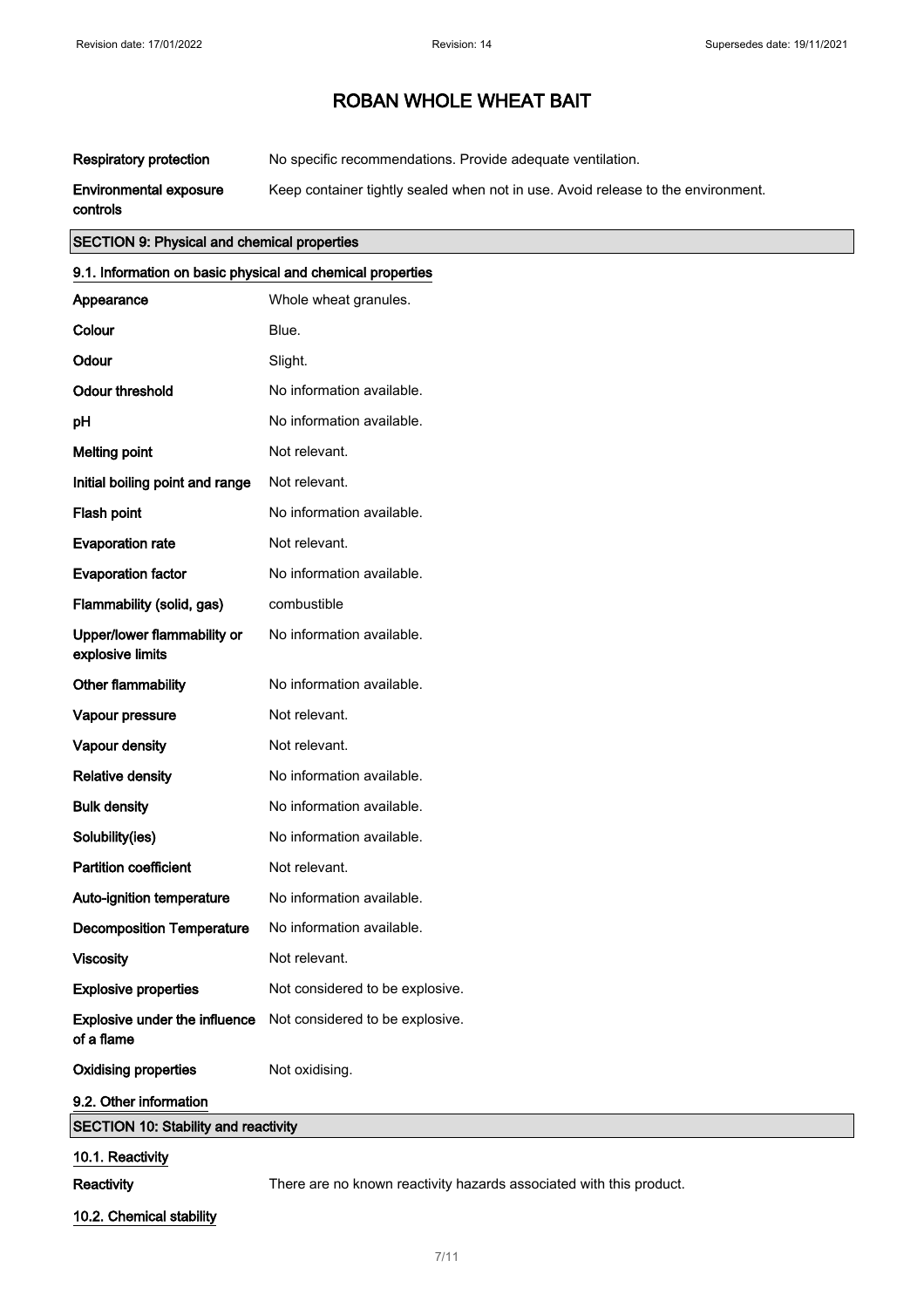| | |
|---|---|
| **Respiratory protection** | No specific recommendations. Provide adequate ventilation. |
| **Environmental exposure controls** | Keep container tightly sealed when not in use. Avoid release to the environment. |

## SECTION 9: Physical and chemical properties

### 9.1. Information on basic physical and chemical properties

| | |
|---|---|
| **Appearance** | Whole wheat granules. |
| **Colour** | Blue. |
| **Odour** | Slight. |
| **Odour threshold** | No information available. |
| **pH** | No information available. |
| **Melting point** | Not relevant. |
| **Initial boiling point and range** | Not relevant. |
| **Flash point** | No information available. |
| **Evaporation rate** | Not relevant. |
| **Evaporation factor** | No information available. |
| **Flammability (solid, gas)** | combustible |
| **Upper/lower flammability or explosive limits** | No information available. |
| **Other flammability** | No information available. |
| **Vapour pressure** | Not relevant. |
| **Vapour density** | Not relevant. |
| **Relative density** | No information available. |
| **Bulk density** | No information available. |
| **Solubility(ies)** | No information available. |
| **Partition coefficient** | Not relevant. |
| **Auto-ignition temperature** | No information available. |
| **Decomposition Temperature** | No information available. |
| **Viscosity** | Not relevant. |
| **Explosive properties** | Not considered to be explosive. |
| **Explosive under the influence of a flame** | Not considered to be explosive. |
| **Oxidising properties** | Not oxidising. |

### 9.2. Other information

## SECTION 10: Stability and reactivity

### 10.1. Reactivity

**Reactivity** There are no known reactivity hazards associated with this product.

### 10.2. Chemical stability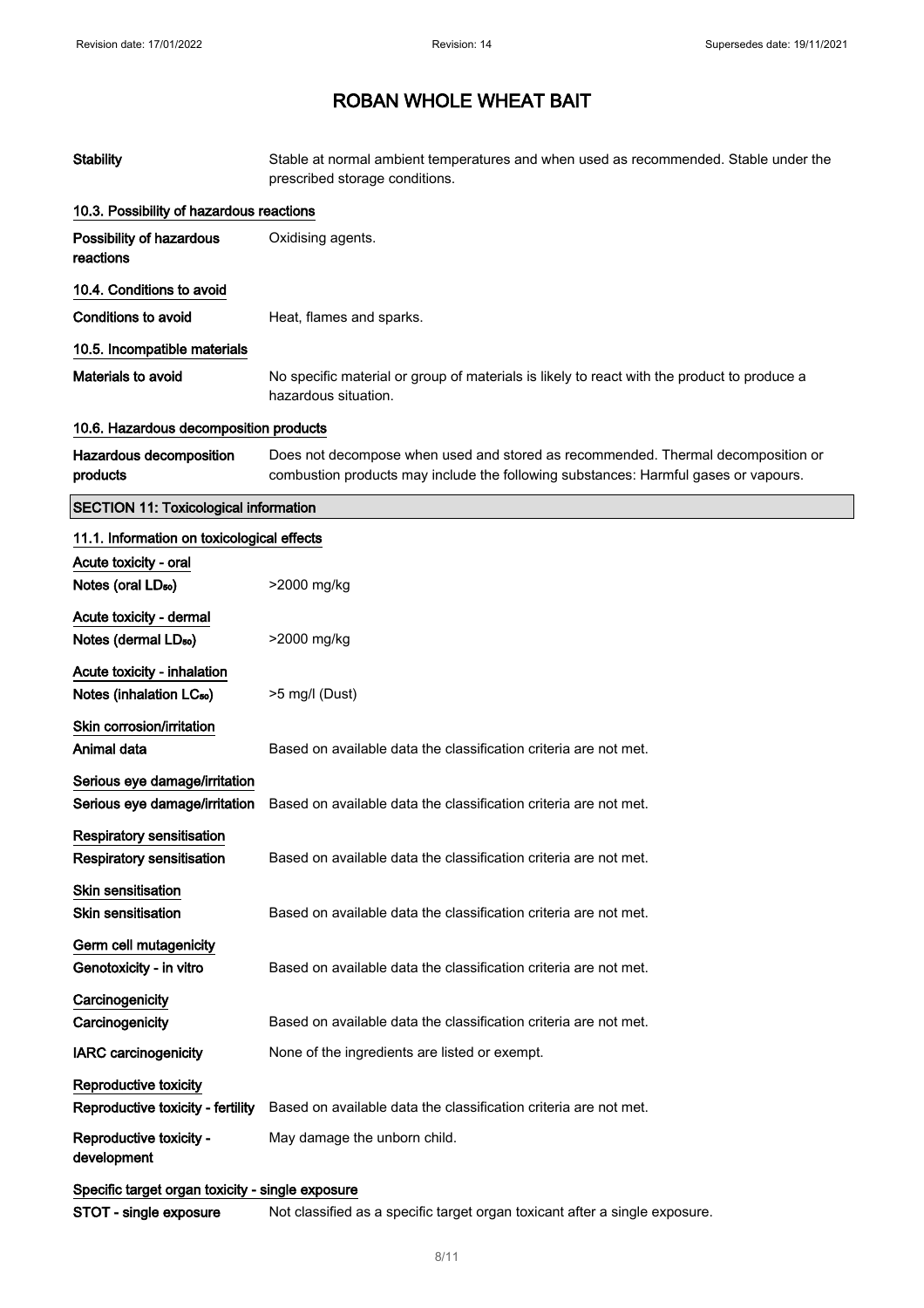# ROBAN WHOLE WHEAT BAIT

| | |
|---|---|
| **Stability** | Stable at normal ambient temperatures and when used as recommended. Stable under the prescribed storage conditions. |

### 10.3. Possibility of hazardous reactions

| | |
|---|---|
| **Possibility of hazardous reactions** | Oxidising agents. |

### 10.4. Conditions to avoid

| | |
|---|---|
| **Conditions to avoid** | Heat, flames and sparks. |

### 10.5. Incompatible materials

| | |
|---|---|
| **Materials to avoid** | No specific material or group of materials is likely to react with the product to produce a hazardous situation. |

### 10.6. Hazardous decomposition products

| | |
|---|---|
| **Hazardous decomposition products** | Does not decompose when used and stored as recommended. Thermal decomposition or combustion products may include the following substances: Harmful gases or vapours. |

## SECTION 11: Toxicological information

### 11.1. Information on toxicological effects

**Acute toxicity - oral**

| | |
|---|---|
| **Notes (oral $LD_{50}$)** | >2000 mg/kg |

**Acute toxicity - dermal**

| | |
|---|---|
| **Notes (dermal $LD_{50}$)** | >2000 mg/kg |

**Acute toxicity - inhalation**

| | |
|---|---|
| **Notes (inhalation $LC_{50}$)** | >5 mg/l (Dust) |

**Skin corrosion/irritation**

| | |
|---|---|
| **Animal data** | Based on available data the classification criteria are not met. |

**Serious eye damage/irritation**

| | |
|---|---|
| **Serious eye damage/irritation** | Based on available data the classification criteria are not met. |

**Respiratory sensitisation**

| | |
|---|---|
| **Respiratory sensitisation** | Based on available data the classification criteria are not met. |

**Skin sensitisation**

| | |
|---|---|
| **Skin sensitisation** | Based on available data the classification criteria are not met. |

**Germ cell mutagenicity**

| | |
|---|---|
| **Genotoxicity - in vitro** | Based on available data the classification criteria are not met. |

**Carcinogenicity**

| | |
|---|---|
| **Carcinogenicity** | Based on available data the classification criteria are not met. |
| **IARC carcinogenicity** | None of the ingredients are listed or exempt. |

**Reproductive toxicity**

| | |
|---|---|
| **Reproductive toxicity - fertility** | Based on available data the classification criteria are not met. |
| **Reproductive toxicity - development** | May damage the unborn child. |

**Specific target organ toxicity - single exposure**

| | |
|---|---|
| **STOT - single exposure** | Not classified as a specific target organ toxicant after a single exposure. |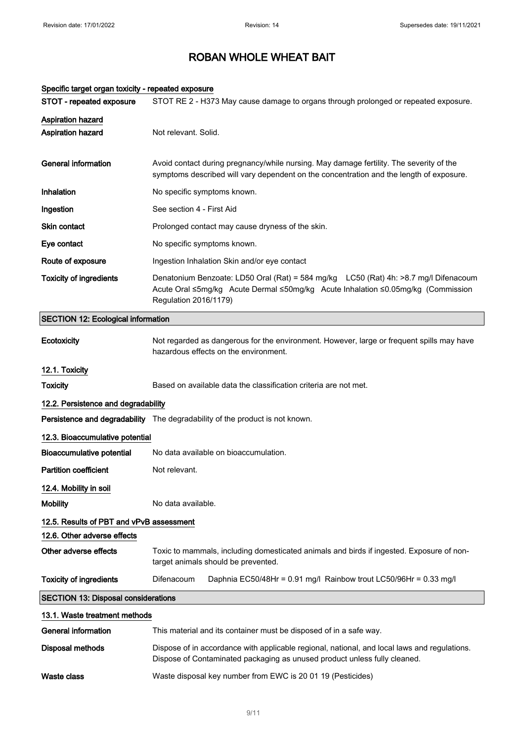# ROBAN WHOLE WHEAT BAIT

#### Specific target organ toxicity - repeated exposure

| | |
|---|---|
| STOT - repeated exposure | STOT RE 2 - H373 May cause damage to organs through prolonged or repeated exposure. |

#### Aspiration hazard

| | |
|---|---|
| Aspiration hazard | Not relevant. Solid. |
| **General information** | Avoid contact during pregnancy/while nursing. May damage fertility. The severity of the symptoms described will vary dependent on the concentration and the length of exposure. |
| **Inhalation** | No specific symptoms known. |
| **Ingestion** | See section 4 - First Aid |
| **Skin contact** | Prolonged contact may cause dryness of the skin. |
| **Eye contact** | No specific symptoms known. |
| **Route of exposure** | Ingestion Inhalation Skin and/or eye contact |
| **Toxicity of ingredients** | Denatonium Benzoate: LD50 Oral (Rat) = 584 mg/kg LC50 (Rat) 4h: >8.7 mg/l Difenacoum Acute Oral ≤5mg/kg Acute Dermal ≤50mg/kg Acute Inhalation ≤0.05mg/kg (Commission Regulation 2016/1179) |

## SECTION 12: Ecological information

| | |
|---|---|
| **Ecotoxicity** | Not regarded as dangerous for the environment. However, large or frequent spills may have hazardous effects on the environment. |

#### 12.1. Toxicity

| | |
|---|---|
| **Toxicity** | Based on available data the classification criteria are not met. |

#### 12.2. Persistence and degradability

| | |
|---|---|
| **Persistence and degradability** | The degradability of the product is not known. |

#### 12.3. Bioaccumulative potential

| | |
|---|---|
| **Bioaccumulative potential** | No data available on bioaccumulation. |
| **Partition coefficient** | Not relevant. |

#### 12.4. Mobility in soil

| | |
|---|---|
| **Mobility** | No data available. |

#### 12.5. Results of PBT and vPvB assessment

#### 12.6. Other adverse effects

| | |
|---|---|
| **Other adverse effects** | Toxic to mammals, including domesticated animals and birds if ingested. Exposure of non-target animals should be prevented. |
| **Toxicity of ingredients** | Difenacoum Daphnia EC50/48Hr = 0.91 mg/l Rainbow trout LC50/96Hr = 0.33 mg/l |

## SECTION 13: Disposal considerations

#### 13.1. Waste treatment methods

| | |
|---|---|
| **General information** | This material and its container must be disposed of in a safe way. |
| **Disposal methods** | Dispose of in accordance with applicable regional, national, and local laws and regulations. Dispose of Contaminated packaging as unused product unless fully cleaned. |
| **Waste class** | Waste disposal key number from EWC is 20 01 19 (Pesticides) |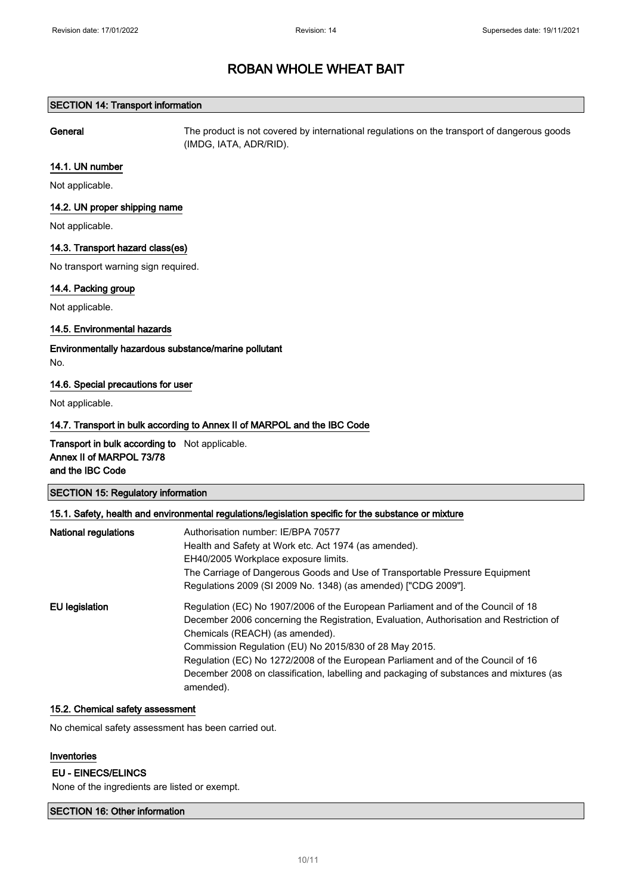# ROBAN WHOLE WHEAT BAIT

## SECTION 14: Transport information

**General** The product is not covered by international regulations on the transport of dangerous goods (IMDG, IATA, ADR/RID).

### 14.1. UN number

Not applicable.

### 14.2. UN proper shipping name

Not applicable.

### 14.3. Transport hazard class(es)

No transport warning sign required.

### 14.4. Packing group

Not applicable.

### 14.5. Environmental hazards

**Environmentally hazardous substance/marine pollutant**

No.

### 14.6. Special precautions for user

Not applicable.

### 14.7. Transport in bulk according to Annex II of MARPOL and the IBC Code

**Transport in bulk according to Annex II of MARPOL 73/78 and the IBC Code** Not applicable.

## SECTION 15: Regulatory information

### 15.1. Safety, health and environmental regulations/legislation specific for the substance or mixture

**National regulations**

Authorisation number: IE/BPA 70577
Health and Safety at Work etc. Act 1974 (as amended).
EH40/2005 Workplace exposure limits.
The Carriage of Dangerous Goods and Use of Transportable Pressure Equipment Regulations 2009 (SI 2009 No. 1348) (as amended) ["CDG 2009"].

**EU legislation**

Regulation (EC) No 1907/2006 of the European Parliament and of the Council of 18 December 2006 concerning the Registration, Evaluation, Authorisation and Restriction of Chemicals (REACH) (as amended).
Commission Regulation (EU) No 2015/830 of 28 May 2015.
Regulation (EC) No 1272/2008 of the European Parliament and of the Council of 16 December 2008 on classification, labelling and packaging of substances and mixtures (as amended).

### 15.2. Chemical safety assessment

No chemical safety assessment has been carried out.

### Inventories

**EU - EINECS/ELINCS**

None of the ingredients are listed or exempt.

## SECTION 16: Other information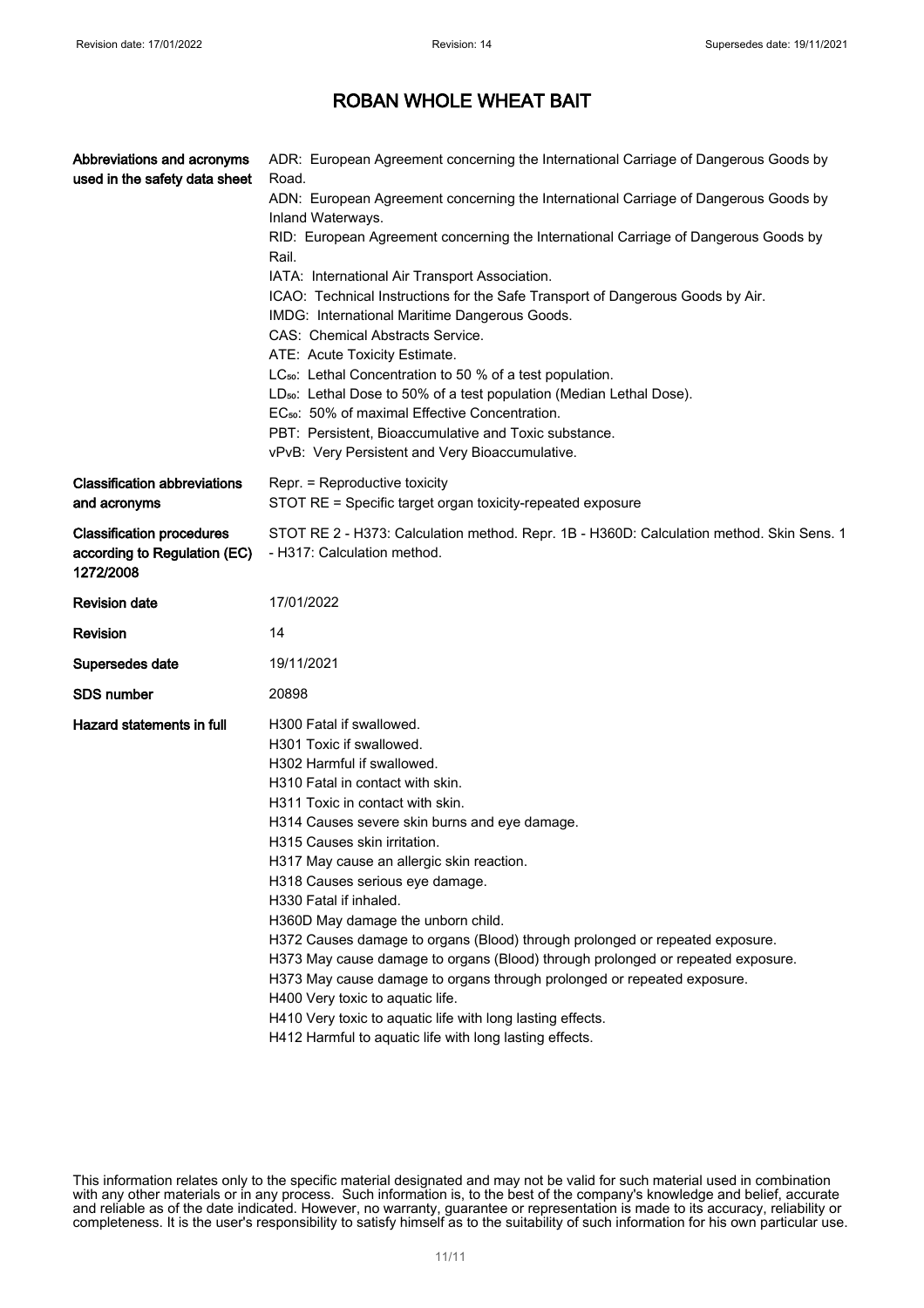# ROBAN WHOLE WHEAT BAIT

| | |
|---|---|
| **Abbreviations and acronyms used in the safety data sheet** | ADR: European Agreement concerning the International Carriage of Dangerous Goods by Road.<br>ADN: European Agreement concerning the International Carriage of Dangerous Goods by Inland Waterways.<br>RID: European Agreement concerning the International Carriage of Dangerous Goods by Rail.<br>IATA: International Air Transport Association.<br>ICAO: Technical Instructions for the Safe Transport of Dangerous Goods by Air.<br>IMDG: International Maritime Dangerous Goods.<br>CAS: Chemical Abstracts Service.<br>ATE: Acute Toxicity Estimate.<br>$LC_{50}$: Lethal Concentration to 50 % of a test population.<br>$LD_{50}$: Lethal Dose to 50% of a test population (Median Lethal Dose).<br>$EC_{50}$: 50% of maximal Effective Concentration.<br>PBT: Persistent, Bioaccumulative and Toxic substance.<br>vPvB: Very Persistent and Very Bioaccumulative. |
| **Classification abbreviations and acronyms** | Repr. = Reproductive toxicity<br>STOT RE = Specific target organ toxicity-repeated exposure |
| **Classification procedures according to Regulation (EC) 1272/2008** | STOT RE 2 - H373: Calculation method. Repr. 1B - H360D: Calculation method. Skin Sens. 1 - H317: Calculation method. |
| **Revision date** | 17/01/2022 |
| **Revision** | 14 |
| **Supersedes date** | 19/11/2021 |
| **SDS number** | 20898 |
| **Hazard statements in full** | H300 Fatal if swallowed.<br>H301 Toxic if swallowed.<br>H302 Harmful if swallowed.<br>H310 Fatal in contact with skin.<br>H311 Toxic in contact with skin.<br>H314 Causes severe skin burns and eye damage.<br>H315 Causes skin irritation.<br>H317 May cause an allergic skin reaction.<br>H318 Causes serious eye damage.<br>H330 Fatal if inhaled.<br>H360D May damage the unborn child.<br>H372 Causes damage to organs (Blood) through prolonged or repeated exposure.<br>H373 May cause damage to organs (Blood) through prolonged or repeated exposure.<br>H373 May cause damage to organs through prolonged or repeated exposure.<br>H400 Very toxic to aquatic life.<br>H410 Very toxic to aquatic life with long lasting effects.<br>H412 Harmful to aquatic life with long lasting effects. |

This information relates only to the specific material designated and may not be valid for such material used in combination with any other materials or in any process. Such information is, to the best of the company's knowledge and belief, accurate and reliable as of the date indicated. However, no warranty, guarantee or representation is made to its accuracy, reliability or completeness. It is the user's responsibility to satisfy himself as to the suitability of such information for his own particular use.